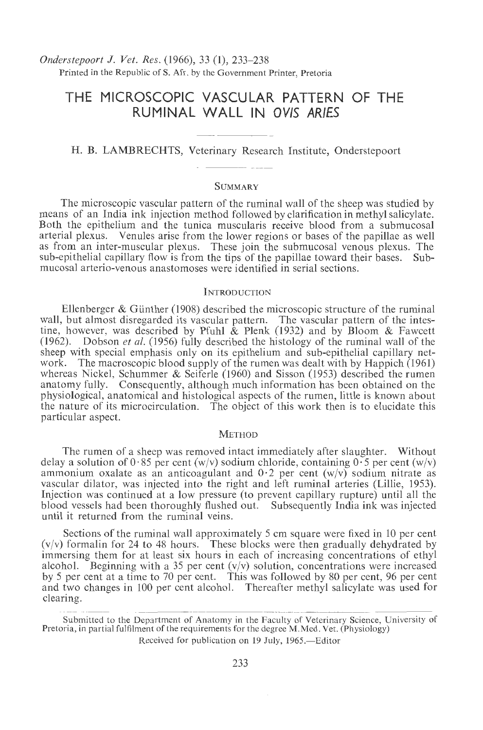Onderstepoort J. Vet. Res. (1966), 33 (1), 233–238

Printed in the Republic of S. Afr. by the Government Printer, Pretoria

# THE MICROSCOPIC VASCULAR PATTERN OF THE RUMINAL WALL IN *OVIS ARIES*

H. B. LAMBRECHTS, Veterinary Research Institute, Onderstepoort

## SUMMARY

The microscopic vascular pattern of the ruminal wall of the sheep was studied by means of an India ink injection method followed by clarification in methyl salicylate. Both the epithelium and the tunica muscularis receive blood from a submucosal arterial plexus. Venules arise from the lower regions or bases of the papillae as well as from an inter-muscular plexus. These join the submucosal venous plexus. The sub-epithelial capillary flow is from the tips of the papillae toward their bases. Submucosal arterio-venous anastomoses were identified in serial sections.

## INTRODUCTION

Ellenberger & Günther (1908) described the microscopic structure of the ruminal wall, but almost disregarded its vascular pattern. The vascular pattern of the intestine, however, was described by Pfuhl & Plenk (1932) and by Bloom & Fawcett (1962). Dobson *et al.* (1956) fully described the histology of the ruminal wall of the sheep with special emphasis only on its epithelium and sub-epithelial capillary network. The macroscopic blood supply of the rumen was dealt with by Happich (1961) whereas Nickel, Schummer & Seiferle (1960) and Sisson (1953) described the rumen anatomy fully. Consequently, although much information has been obtained on the physiological, anatomical and histological aspects of the rumen, little is known about the nature of its microcirculation. The object of this work then is to elucidate this particular aspect.

## METHOD

The rumen of a sheep was removed intact immediately after slaughter. Without delay a solution of 0·85 per cent (w/v) sodium chloride, containing 0·5 per cent (w/v) ammonium oxalate as an anticoagulant and 0·2 per cent (w/v) sodium nitrate as vascular dilator, was injected into the right and left ruminal arteries (Lillie, 1953). Injection was continued at a low pressure (to prevent capillary rupture) until all the blood vessels had been thoroughly flushed out. Subsequently India ink was injected until it returned from the ruminal veins.

Sections of the ruminal wall approximately 5 cm square were fixed in 10 per cent (v/v) formalin for 24 to 48 hours. These blocks were then gradually dehydrated by immersing them for at least six hours in each of increasing concentrations of ethyl alcohol. Beginning with a 35 per cent (v/v) solution, concentrations were increased by 5 per cent at a time to 70 per cent. This was followed by 80 per cent, 96 per cent and two changes in 100 per cent alcohol. Thereafter methyl salicylate was used for clearing.

---

Submitted to the Department of Anatomy in the Faculty of Veterinary Science, University of Pretoria, in partial fulfilment of the requirements for the degree M.Med. Vet. (Physiology)

Received for publication on 19 July, 1965.—Editor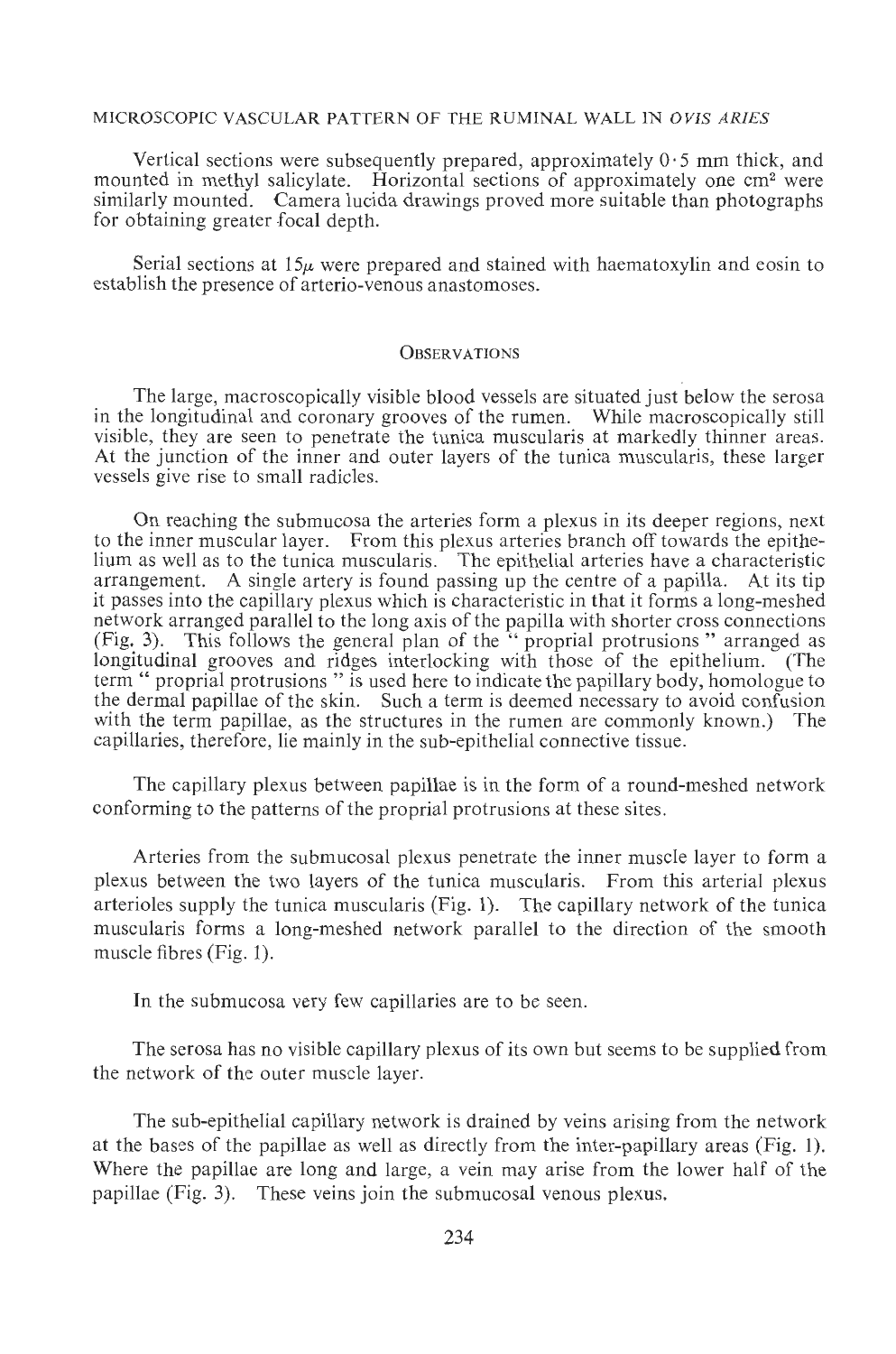Vertical sections were subsequently prepared, approximately 0·5 mm thick, and mounted in methyl salicylate. Horizontal sections of approximately one $cm^2$ were similarly mounted. Camera lucida drawings proved more suitable than photographs for obtaining greater focal depth.

Serial sections at $15\mu$ were prepared and stained with haematoxylin and eosin to establish the presence of arterio-venous anastomoses.

## Observations

The large, macroscopically visible blood vessels are situated just below the serosa in the longitudinal and coronary grooves of the rumen. While macroscopically still visible, they are seen to penetrate the tunica muscularis at markedly thinner areas. At the junction of the inner and outer layers of the tunica muscularis, these larger vessels give rise to small radicles.

On reaching the submucosa the arteries form a plexus in its deeper regions, next to the inner muscular layer. From this plexus arteries branch off towards the epithelium as well as to the tunica muscularis. The epithelial arteries have a characteristic arrangement. A single artery is found passing up the centre of a papilla. At its tip it passes into the capillary plexus which is characteristic in that it forms a long-meshed network arranged parallel to the long axis of the papilla with shorter cross connections (Fig. 3). This follows the general plan of the " proprial protrusions " arranged as longitudinal grooves and ridges interlocking with those of the epithelium. (The term " proprial protrusions " is used here to indicate the papillary body, homologue to the dermal papillae of the skin. Such a term is deemed necessary to avoid confusion with the term papillae, as the structures in the rumen are commonly known.) The capillaries, therefore, lie mainly in the sub-epithelial connective tissue.

The capillary plexus between papillae is in the form of a round-meshed network conforming to the patterns of the proprial protrusions at these sites.

Arteries from the submucosal plexus penetrate the inner muscle layer to form a plexus between the two layers of the tunica muscularis. From this arterial plexus arterioles supply the tunica muscularis (Fig. 1). The capillary network of the tunica muscularis forms a long-meshed network parallel to the direction of the smooth muscle fibres (Fig. 1).

In the submucosa very few capillaries are to be seen.

The serosa has no visible capillary plexus of its own but seems to be supplied from the network of the outer muscle layer.

The sub-epithelial capillary network is drained by veins arising from the network at the bases of the papillae as well as directly from the inter-papillary areas (Fig. 1). Where the papillae are long and large, a vein may arise from the lower half of the papillae (Fig. 3). These veins join the submucosal venous plexus.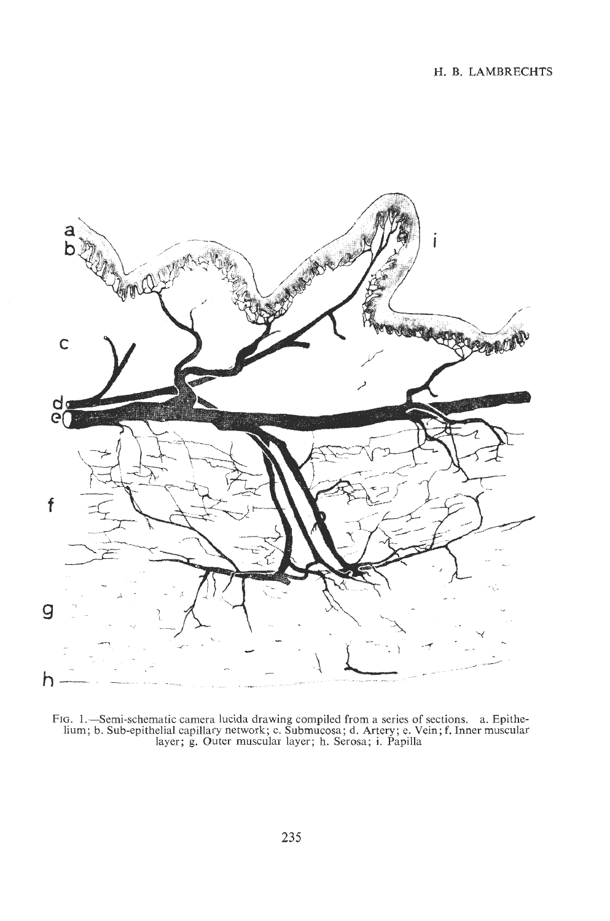Fig. 1.—Semi-schematic camera lucida drawing compiled from a series of sections. a. Epithelium; b. Sub-epithelial capillary network; c. Submucosa; d. Artery; e. Vein; f. Inner muscular layer; g. Outer muscular layer; h. Serosa; i. Papilla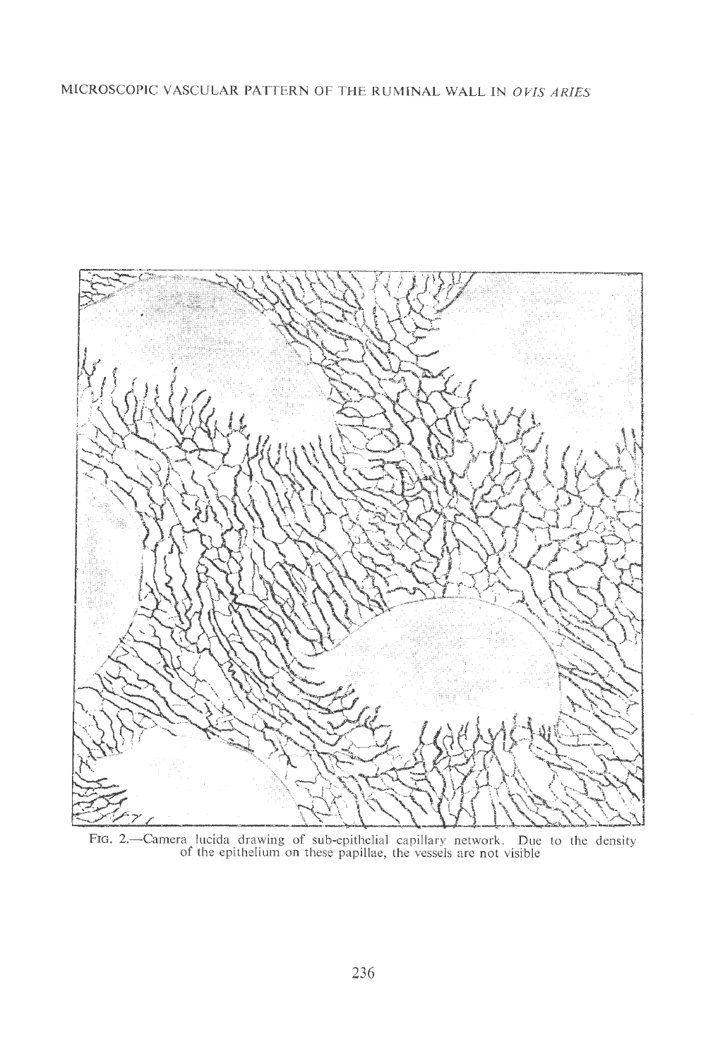FIG. 2.—Camera lucida drawing of sub-epithelial capillary network. Due to the density of the epithelium on these papillae, the vessels are not visible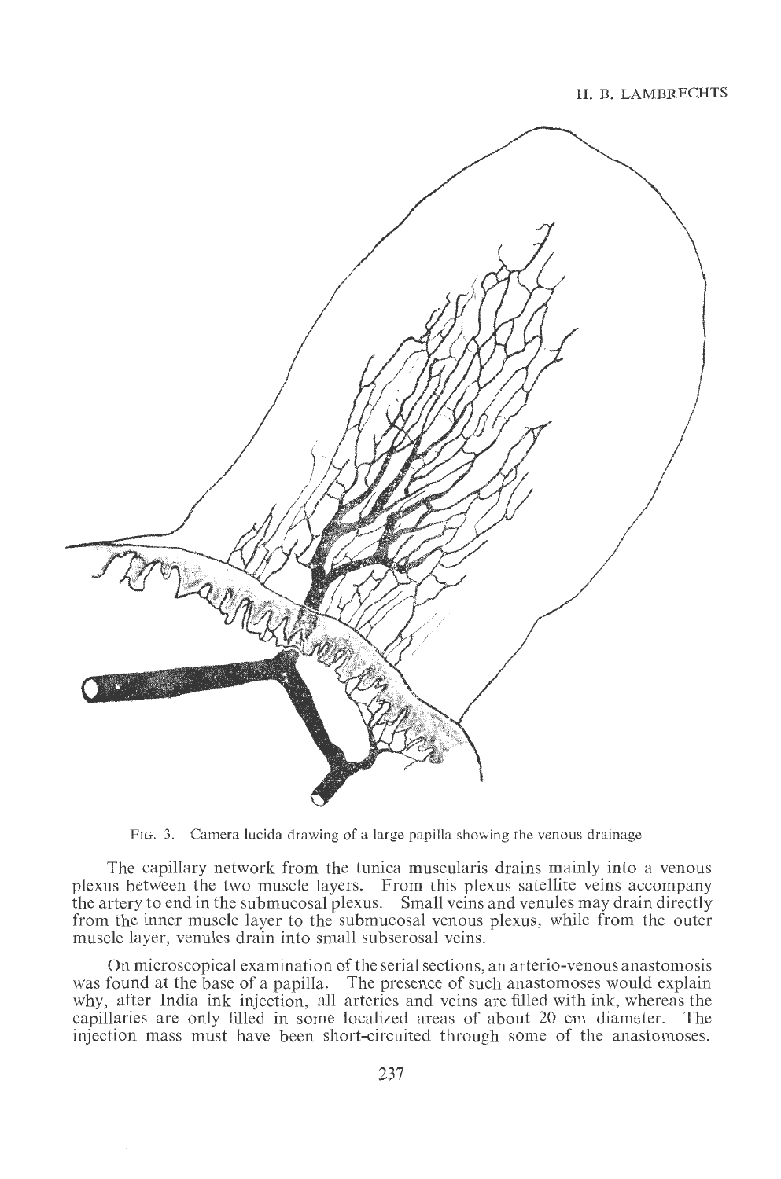FIG. 3.—Camera lucida drawing of a large papilla showing the venous drainage

The capillary network from the tunica muscularis drains mainly into a venous plexus between the two muscle layers. From this plexus satellite veins accompany the artery to end in the submucosal plexus. Small veins and venules may drain directly from the inner muscle layer to the submucosal venous plexus, while from the outer muscle layer, venules drain into small subserosal veins.

On microscopical examination of the serial sections, an arterio-venous anastomosis was found at the base of a papilla. The presence of such anastomoses would explain why, after India ink injection, all arteries and veins are filled with ink, whereas the capillaries are only filled in some localized areas of about 20 cm diameter. The injection mass must have been short-circuited through some of the anastomoses.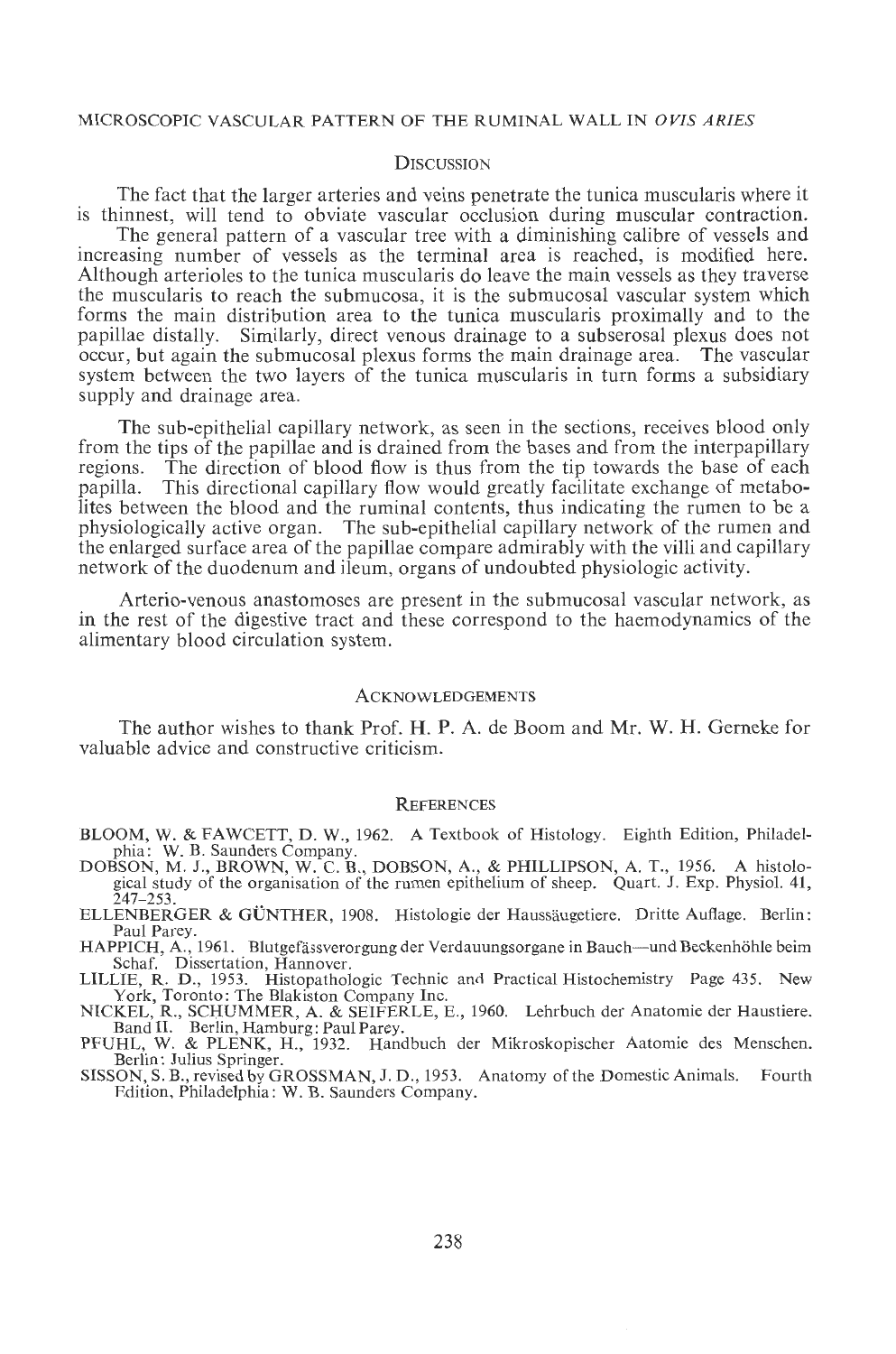## Discussion

The fact that the larger arteries and veins penetrate the tunica muscularis where it is thinnest, will tend to obviate vascular occlusion during muscular contraction.

The general pattern of a vascular tree with a diminishing calibre of vessels and increasing number of vessels as the terminal area is reached, is modified here. Although arterioles to the tunica muscularis do leave the main vessels as they traverse the muscularis to reach the submucosa, it is the submucosal vascular system which forms the main distribution area to the tunica muscularis proximally and to the papillae distally. Similarly, direct venous drainage to a subserosal plexus does not occur, but again the submucosal plexus forms the main drainage area. The vascular system between the two layers of the tunica muscularis in turn forms a subsidiary supply and drainage area.

The sub-epithelial capillary network, as seen in the sections, receives blood only from the tips of the papillae and is drained from the bases and from the interpapillary regions. The direction of blood flow is thus from the tip towards the base of each papilla. This directional capillary flow would greatly facilitate exchange of metabolites between the blood and the ruminal contents, thus indicating the rumen to be a physiologically active organ. The sub-epithelial capillary network of the rumen and the enlarged surface area of the papillae compare admirably with the villi and capillary network of the duodenum and ileum, organs of undoubted physiologic activity.

Arterio-venous anastomoses are present in the submucosal vascular network, as in the rest of the digestive tract and these correspond to the haemodynamics of the alimentary blood circulation system.

## Acknowledgements

The author wishes to thank Prof. H. P. A. de Boom and Mr. W. H. Gerneke for valuable advice and constructive criticism.

## References

BLOOM, W. & FAWCETT, D. W., 1962. A Textbook of Histology. Eighth Edition, Philadelphia: W. B. Saunders Company.

DOBSON, M. J., BROWN, W. C. B., DOBSON, A., & PHILLIPSON, A. T., 1956. A histological study of the organisation of the rumen epithelium of sheep. Quart. J. Exp. Physiol. 41, 247–253.

ELLENBERGER & GÜNTHER, 1908. Histologie der Haussäugetiere. Dritte Auflage. Berlin: Paul Parey.

HAPPICH, A., 1961. Blutgefässverorgung der Verdauungsorgane in Bauch—und Beckenhöhle beim Schaf. Dissertation, Hannover.

LILLIE, R. D., 1953. Histopathologic Technic and Practical Histochemistry Page 435. New York, Toronto: The Blakiston Company Inc.

NICKEL, R., SCHUMMER, A. & SEIFERLE, E., 1960. Lehrbuch der Anatomie der Haustiere. Band II. Berlin, Hamburg: Paul Parey.

PFUHL, W. & PLENK, H., 1932. Handbuch der Mikroskopischer Aatomie des Menschen. Berlin: Julius Springer.

SISSON, S. B., revised by GROSSMAN, J. D., 1953. Anatomy of the Domestic Animals. Fourth Edition, Philadelphia: W. B. Saunders Company.